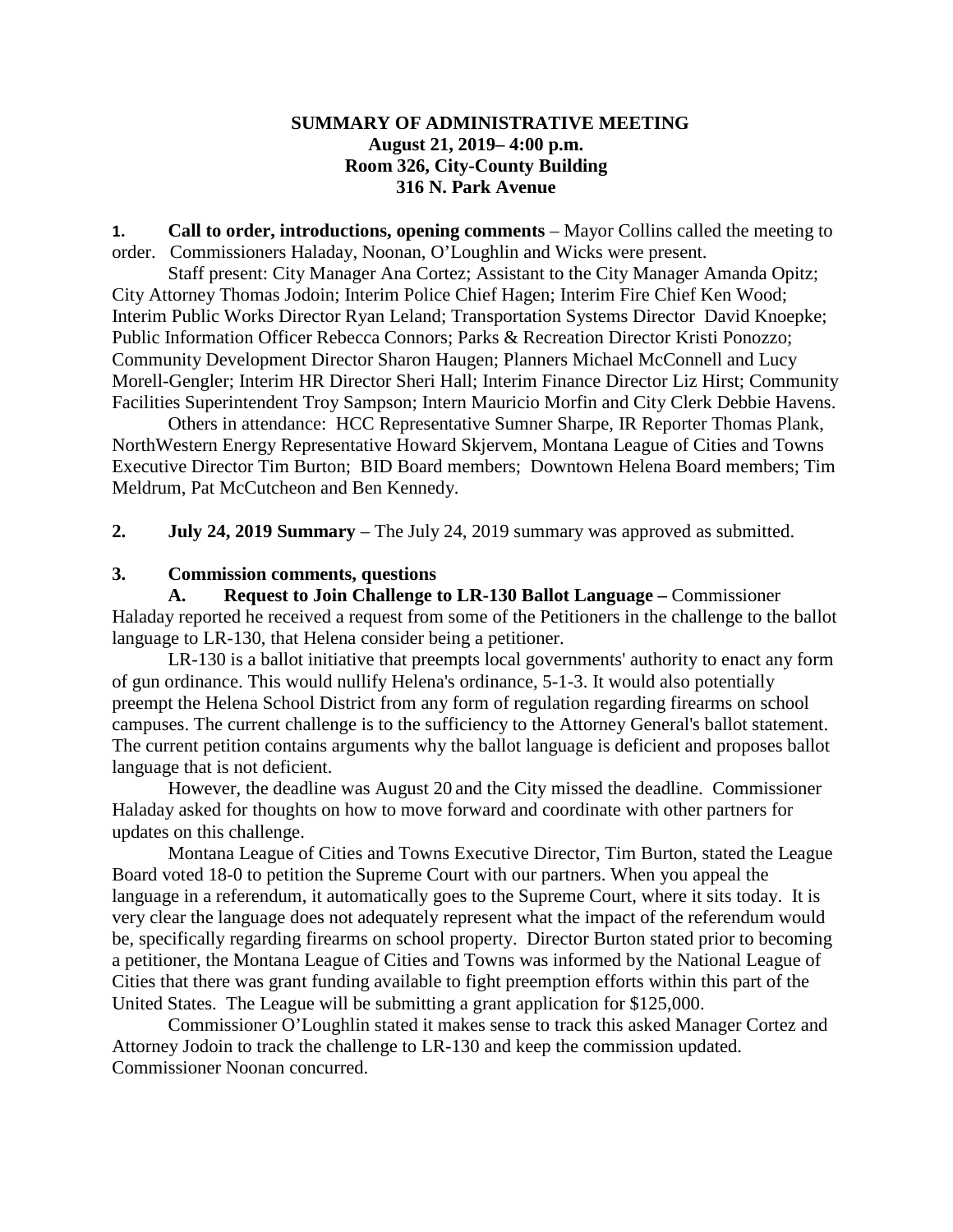# SUMMARY OF ADMINISTRATIVE MEETING
**August 21, 2019– 4:00 p.m.**
**Room 326, City-County Building**
**316 N. Park Avenue**

**1. Call to order, introductions, opening comments** – Mayor Collins called the meeting to order. Commissioners Haladay, Noonan, O'Loughlin and Wicks were present.

Staff present: City Manager Ana Cortez; Assistant to the City Manager Amanda Opitz; City Attorney Thomas Jodoin; Interim Police Chief Hagen; Interim Fire Chief Ken Wood; Interim Public Works Director Ryan Leland; Transportation Systems Director David Knoepke; Public Information Officer Rebecca Connors; Parks & Recreation Director Kristi Ponozzo; Community Development Director Sharon Haugen; Planners Michael McConnell and Lucy Morell-Gengler; Interim HR Director Sheri Hall; Interim Finance Director Liz Hirst; Community Facilities Superintendent Troy Sampson; Intern Mauricio Morfin and City Clerk Debbie Havens.

Others in attendance: HCC Representative Sumner Sharpe, IR Reporter Thomas Plank, NorthWestern Energy Representative Howard Skjervem, Montana League of Cities and Towns Executive Director Tim Burton; BID Board members; Downtown Helena Board members; Tim Meldrum, Pat McCutcheon and Ben Kennedy.

**2. July 24, 2019 Summary** – The July 24, 2019 summary was approved as submitted.

**3. Commission comments, questions**

**A. Request to Join Challenge to LR-130 Ballot Language –** Commissioner Haladay reported he received a request from some of the Petitioners in the challenge to the ballot language to LR-130, that Helena consider being a petitioner.

LR-130 is a ballot initiative that preempts local governments' authority to enact any form of gun ordinance. This would nullify Helena's ordinance, 5-1-3. It would also potentially preempt the Helena School District from any form of regulation regarding firearms on school campuses. The current challenge is to the sufficiency to the Attorney General's ballot statement. The current petition contains arguments why the ballot language is deficient and proposes ballot language that is not deficient.

However, the deadline was August 20 and the City missed the deadline. Commissioner Haladay asked for thoughts on how to move forward and coordinate with other partners for updates on this challenge.

Montana League of Cities and Towns Executive Director, Tim Burton, stated the League Board voted 18-0 to petition the Supreme Court with our partners. When you appeal the language in a referendum, it automatically goes to the Supreme Court, where it sits today. It is very clear the language does not adequately represent what the impact of the referendum would be, specifically regarding firearms on school property. Director Burton stated prior to becoming a petitioner, the Montana League of Cities and Towns was informed by the National League of Cities that there was grant funding available to fight preemption efforts within this part of the United States. The League will be submitting a grant application for $125,000.

Commissioner O'Loughlin stated it makes sense to track this asked Manager Cortez and Attorney Jodoin to track the challenge to LR-130 and keep the commission updated. Commissioner Noonan concurred.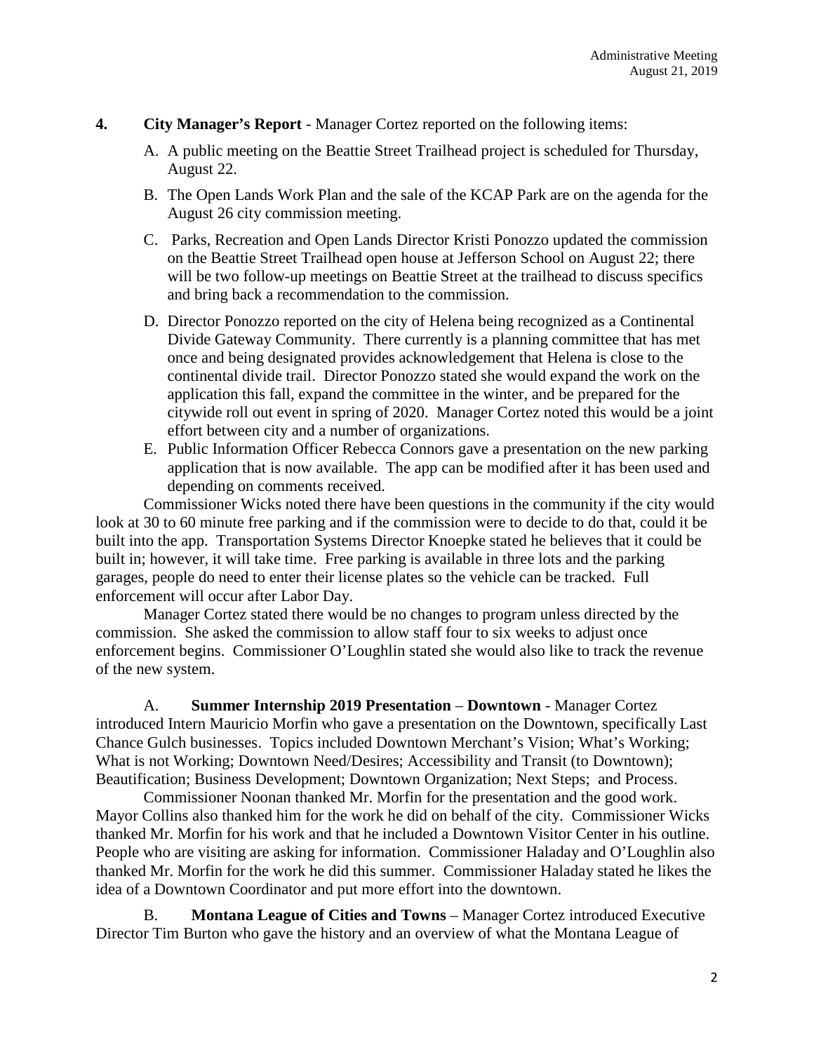**4. City Manager's Report** - Manager Cortez reported on the following items:

A. A public meeting on the Beattie Street Trailhead project is scheduled for Thursday, August 22.

B. The Open Lands Work Plan and the sale of the KCAP Park are on the agenda for the August 26 city commission meeting.

C. Parks, Recreation and Open Lands Director Kristi Ponozzo updated the commission on the Beattie Street Trailhead open house at Jefferson School on August 22; there will be two follow-up meetings on Beattie Street at the trailhead to discuss specifics and bring back a recommendation to the commission.

D. Director Ponozzo reported on the city of Helena being recognized as a Continental Divide Gateway Community. There currently is a planning committee that has met once and being designated provides acknowledgement that Helena is close to the continental divide trail. Director Ponozzo stated she would expand the work on the application this fall, expand the committee in the winter, and be prepared for the citywide roll out event in spring of 2020. Manager Cortez noted this would be a joint effort between city and a number of organizations.

E. Public Information Officer Rebecca Connors gave a presentation on the new parking application that is now available. The app can be modified after it has been used and depending on comments received.

Commissioner Wicks noted there have been questions in the community if the city would look at 30 to 60 minute free parking and if the commission were to decide to do that, could it be built into the app. Transportation Systems Director Knoepke stated he believes that it could be built in; however, it will take time. Free parking is available in three lots and the parking garages, people do need to enter their license plates so the vehicle can be tracked. Full enforcement will occur after Labor Day.

Manager Cortez stated there would be no changes to program unless directed by the commission. She asked the commission to allow staff four to six weeks to adjust once enforcement begins. Commissioner O'Loughlin stated she would also like to track the revenue of the new system.

A. **Summer Internship 2019 Presentation** – **Downtown** - Manager Cortez introduced Intern Mauricio Morfin who gave a presentation on the Downtown, specifically Last Chance Gulch businesses. Topics included Downtown Merchant's Vision; What's Working; What is not Working; Downtown Need/Desires; Accessibility and Transit (to Downtown); Beautification; Business Development; Downtown Organization; Next Steps; and Process.

Commissioner Noonan thanked Mr. Morfin for the presentation and the good work. Mayor Collins also thanked him for the work he did on behalf of the city. Commissioner Wicks thanked Mr. Morfin for his work and that he included a Downtown Visitor Center in his outline. People who are visiting are asking for information. Commissioner Haladay and O'Loughlin also thanked Mr. Morfin for the work he did this summer. Commissioner Haladay stated he likes the idea of a Downtown Coordinator and put more effort into the downtown.

B. **Montana League of Cities and Towns** – Manager Cortez introduced Executive Director Tim Burton who gave the history and an overview of what the Montana League of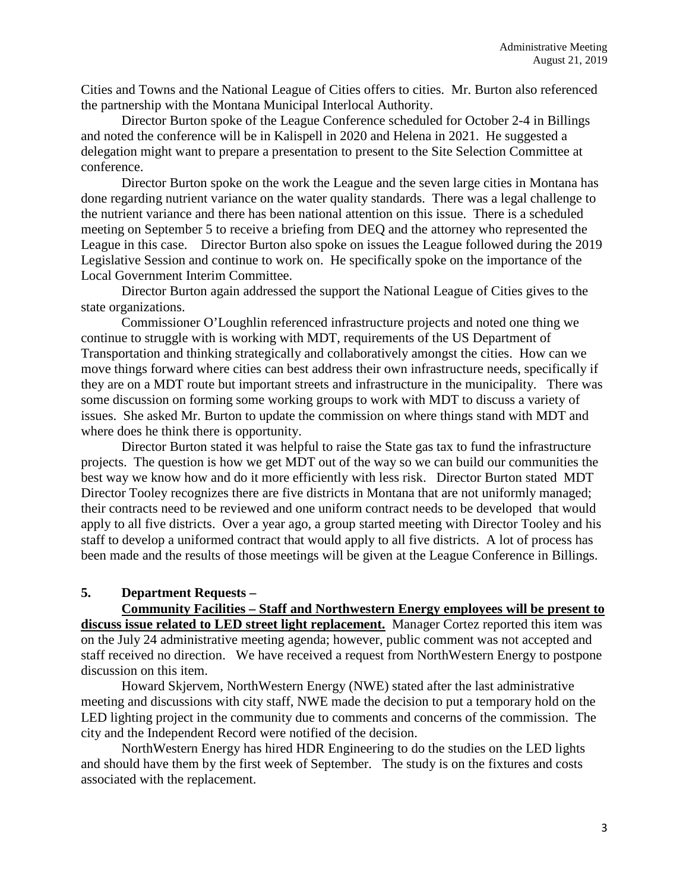Cities and Towns and the National League of Cities offers to cities. Mr. Burton also referenced the partnership with the Montana Municipal Interlocal Authority.

Director Burton spoke of the League Conference scheduled for October 2-4 in Billings and noted the conference will be in Kalispell in 2020 and Helena in 2021. He suggested a delegation might want to prepare a presentation to present to the Site Selection Committee at conference.

Director Burton spoke on the work the League and the seven large cities in Montana has done regarding nutrient variance on the water quality standards. There was a legal challenge to the nutrient variance and there has been national attention on this issue. There is a scheduled meeting on September 5 to receive a briefing from DEQ and the attorney who represented the League in this case. Director Burton also spoke on issues the League followed during the 2019 Legislative Session and continue to work on. He specifically spoke on the importance of the Local Government Interim Committee.

Director Burton again addressed the support the National League of Cities gives to the state organizations.

Commissioner O'Loughlin referenced infrastructure projects and noted one thing we continue to struggle with is working with MDT, requirements of the US Department of Transportation and thinking strategically and collaboratively amongst the cities. How can we move things forward where cities can best address their own infrastructure needs, specifically if they are on a MDT route but important streets and infrastructure in the municipality. There was some discussion on forming some working groups to work with MDT to discuss a variety of issues. She asked Mr. Burton to update the commission on where things stand with MDT and where does he think there is opportunity.

Director Burton stated it was helpful to raise the State gas tax to fund the infrastructure projects. The question is how we get MDT out of the way so we can build our communities the best way we know how and do it more efficiently with less risk. Director Burton stated MDT Director Tooley recognizes there are five districts in Montana that are not uniformly managed; their contracts need to be reviewed and one uniform contract needs to be developed that would apply to all five districts. Over a year ago, a group started meeting with Director Tooley and his staff to develop a uniformed contract that would apply to all five districts. A lot of process has been made and the results of those meetings will be given at the League Conference in Billings.

**5. Department Requests –**

**Community Facilities – Staff and Northwestern Energy employees will be present to discuss issue related to LED street light replacement.** Manager Cortez reported this item was on the July 24 administrative meeting agenda; however, public comment was not accepted and staff received no direction. We have received a request from NorthWestern Energy to postpone discussion on this item.

Howard Skjervem, NorthWestern Energy (NWE) stated after the last administrative meeting and discussions with city staff, NWE made the decision to put a temporary hold on the LED lighting project in the community due to comments and concerns of the commission. The city and the Independent Record were notified of the decision.

NorthWestern Energy has hired HDR Engineering to do the studies on the LED lights and should have them by the first week of September. The study is on the fixtures and costs associated with the replacement.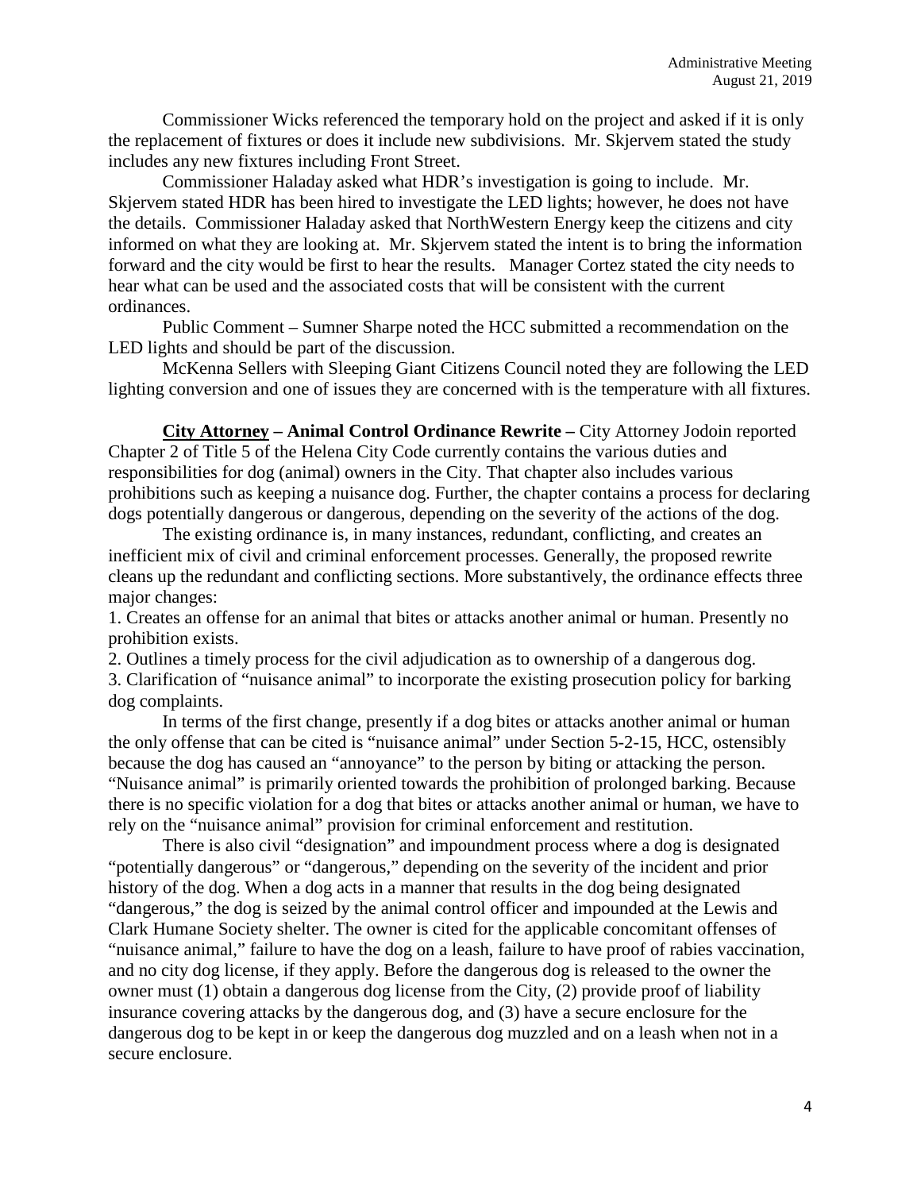Commissioner Wicks referenced the temporary hold on the project and asked if it is only the replacement of fixtures or does it include new subdivisions. Mr. Skjervem stated the study includes any new fixtures including Front Street.

Commissioner Haladay asked what HDR's investigation is going to include. Mr. Skjervem stated HDR has been hired to investigate the LED lights; however, he does not have the details. Commissioner Haladay asked that NorthWestern Energy keep the citizens and city informed on what they are looking at. Mr. Skjervem stated the intent is to bring the information forward and the city would be first to hear the results. Manager Cortez stated the city needs to hear what can be used and the associated costs that will be consistent with the current ordinances.

Public Comment – Sumner Sharpe noted the HCC submitted a recommendation on the LED lights and should be part of the discussion.

McKenna Sellers with Sleeping Giant Citizens Council noted they are following the LED lighting conversion and one of issues they are concerned with is the temperature with all fixtures.

**<u>City Attorney</u> – Animal Control Ordinance Rewrite –** City Attorney Jodoin reported Chapter 2 of Title 5 of the Helena City Code currently contains the various duties and responsibilities for dog (animal) owners in the City. That chapter also includes various prohibitions such as keeping a nuisance dog. Further, the chapter contains a process for declaring dogs potentially dangerous or dangerous, depending on the severity of the actions of the dog.

The existing ordinance is, in many instances, redundant, conflicting, and creates an inefficient mix of civil and criminal enforcement processes. Generally, the proposed rewrite cleans up the redundant and conflicting sections. More substantively, the ordinance effects three major changes:

1. Creates an offense for an animal that bites or attacks another animal or human. Presently no prohibition exists.
2. Outlines a timely process for the civil adjudication as to ownership of a dangerous dog.
3. Clarification of "nuisance animal" to incorporate the existing prosecution policy for barking dog complaints.

In terms of the first change, presently if a dog bites or attacks another animal or human the only offense that can be cited is "nuisance animal" under Section 5-2-15, HCC, ostensibly because the dog has caused an "annoyance" to the person by biting or attacking the person. "Nuisance animal" is primarily oriented towards the prohibition of prolonged barking. Because there is no specific violation for a dog that bites or attacks another animal or human, we have to rely on the "nuisance animal" provision for criminal enforcement and restitution.

There is also civil "designation" and impoundment process where a dog is designated "potentially dangerous" or "dangerous," depending on the severity of the incident and prior history of the dog. When a dog acts in a manner that results in the dog being designated "dangerous," the dog is seized by the animal control officer and impounded at the Lewis and Clark Humane Society shelter. The owner is cited for the applicable concomitant offenses of "nuisance animal," failure to have the dog on a leash, failure to have proof of rabies vaccination, and no city dog license, if they apply. Before the dangerous dog is released to the owner the owner must (1) obtain a dangerous dog license from the City, (2) provide proof of liability insurance covering attacks by the dangerous dog, and (3) have a secure enclosure for the dangerous dog to be kept in or keep the dangerous dog muzzled and on a leash when not in a secure enclosure.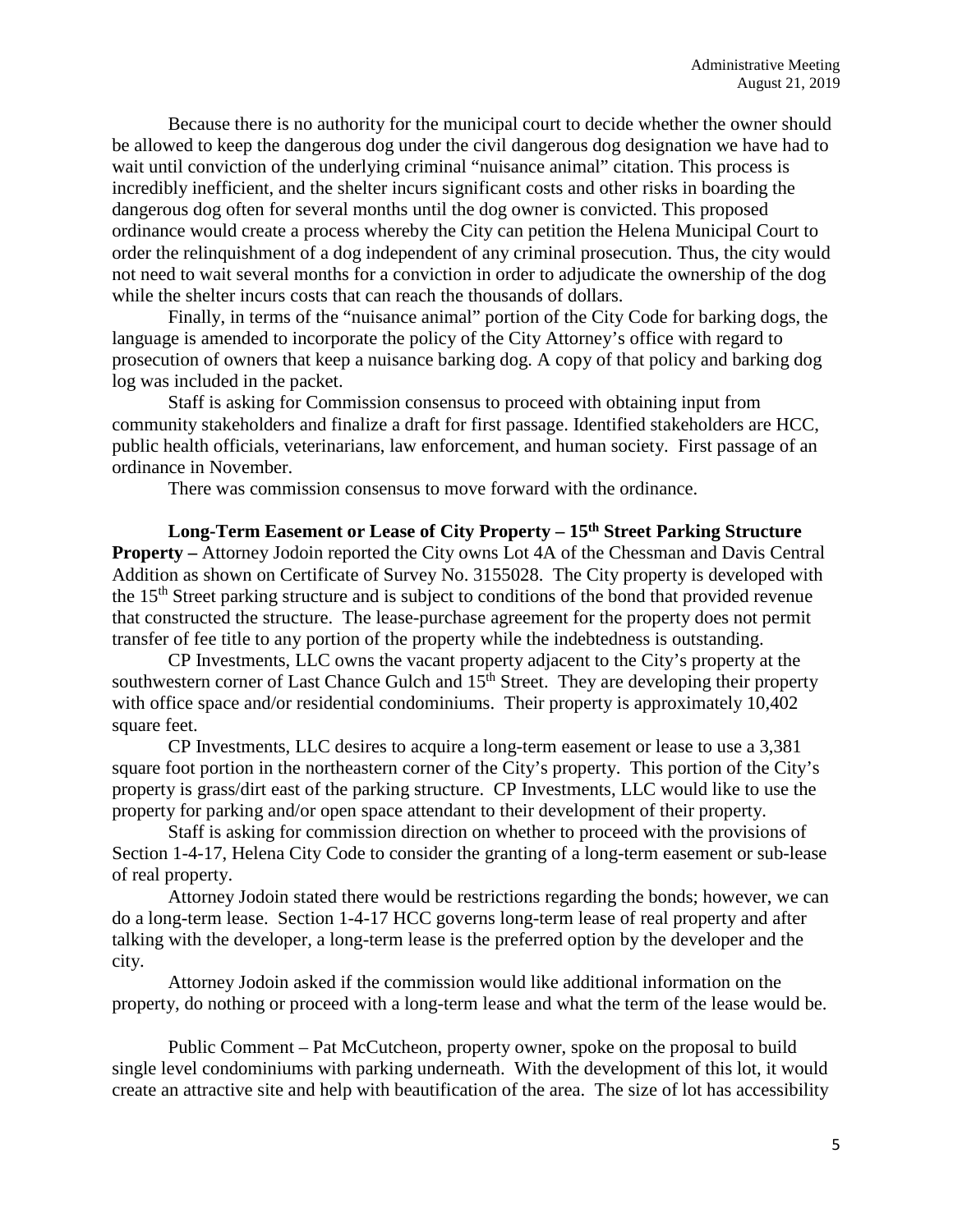Because there is no authority for the municipal court to decide whether the owner should be allowed to keep the dangerous dog under the civil dangerous dog designation we have had to wait until conviction of the underlying criminal "nuisance animal" citation. This process is incredibly inefficient, and the shelter incurs significant costs and other risks in boarding the dangerous dog often for several months until the dog owner is convicted. This proposed ordinance would create a process whereby the City can petition the Helena Municipal Court to order the relinquishment of a dog independent of any criminal prosecution. Thus, the city would not need to wait several months for a conviction in order to adjudicate the ownership of the dog while the shelter incurs costs that can reach the thousands of dollars.

Finally, in terms of the "nuisance animal" portion of the City Code for barking dogs, the language is amended to incorporate the policy of the City Attorney's office with regard to prosecution of owners that keep a nuisance barking dog. A copy of that policy and barking dog log was included in the packet.

Staff is asking for Commission consensus to proceed with obtaining input from community stakeholders and finalize a draft for first passage. Identified stakeholders are HCC, public health officials, veterinarians, law enforcement, and human society. First passage of an ordinance in November.

There was commission consensus to move forward with the ordinance.

**Long-Term Easement or Lease of City Property – 15th Street Parking Structure Property –** Attorney Jodoin reported the City owns Lot 4A of the Chessman and Davis Central Addition as shown on Certificate of Survey No. 3155028. The City property is developed with the 15th Street parking structure and is subject to conditions of the bond that provided revenue that constructed the structure. The lease-purchase agreement for the property does not permit transfer of fee title to any portion of the property while the indebtedness is outstanding.

CP Investments, LLC owns the vacant property adjacent to the City's property at the southwestern corner of Last Chance Gulch and 15th Street. They are developing their property with office space and/or residential condominiums. Their property is approximately 10,402 square feet.

CP Investments, LLC desires to acquire a long-term easement or lease to use a 3,381 square foot portion in the northeastern corner of the City's property. This portion of the City's property is grass/dirt east of the parking structure. CP Investments, LLC would like to use the property for parking and/or open space attendant to their development of their property.

Staff is asking for commission direction on whether to proceed with the provisions of Section 1-4-17, Helena City Code to consider the granting of a long-term easement or sub-lease of real property.

Attorney Jodoin stated there would be restrictions regarding the bonds; however, we can do a long-term lease. Section 1-4-17 HCC governs long-term lease of real property and after talking with the developer, a long-term lease is the preferred option by the developer and the city.

Attorney Jodoin asked if the commission would like additional information on the property, do nothing or proceed with a long-term lease and what the term of the lease would be.

Public Comment – Pat McCutcheon, property owner, spoke on the proposal to build single level condominiums with parking underneath. With the development of this lot, it would create an attractive site and help with beautification of the area. The size of lot has accessibility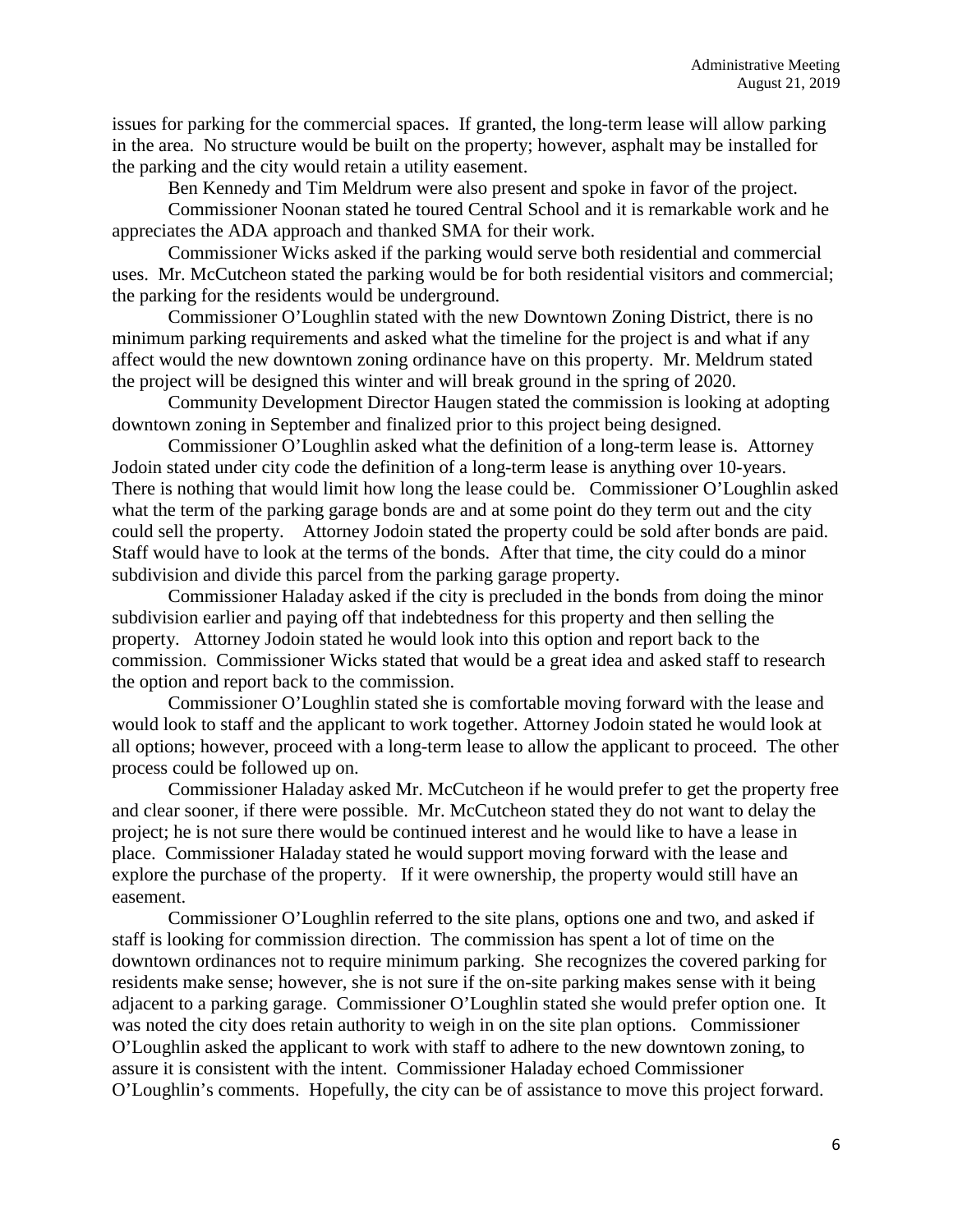issues for parking for the commercial spaces. If granted, the long-term lease will allow parking in the area. No structure would be built on the property; however, asphalt may be installed for the parking and the city would retain a utility easement.

Ben Kennedy and Tim Meldrum were also present and spoke in favor of the project.

Commissioner Noonan stated he toured Central School and it is remarkable work and he appreciates the ADA approach and thanked SMA for their work.

Commissioner Wicks asked if the parking would serve both residential and commercial uses. Mr. McCutcheon stated the parking would be for both residential visitors and commercial; the parking for the residents would be underground.

Commissioner O'Loughlin stated with the new Downtown Zoning District, there is no minimum parking requirements and asked what the timeline for the project is and what if any affect would the new downtown zoning ordinance have on this property. Mr. Meldrum stated the project will be designed this winter and will break ground in the spring of 2020.

Community Development Director Haugen stated the commission is looking at adopting downtown zoning in September and finalized prior to this project being designed.

Commissioner O'Loughlin asked what the definition of a long-term lease is. Attorney Jodoin stated under city code the definition of a long-term lease is anything over 10-years. There is nothing that would limit how long the lease could be. Commissioner O'Loughlin asked what the term of the parking garage bonds are and at some point do they term out and the city could sell the property. Attorney Jodoin stated the property could be sold after bonds are paid. Staff would have to look at the terms of the bonds. After that time, the city could do a minor subdivision and divide this parcel from the parking garage property.

Commissioner Haladay asked if the city is precluded in the bonds from doing the minor subdivision earlier and paying off that indebtedness for this property and then selling the property. Attorney Jodoin stated he would look into this option and report back to the commission. Commissioner Wicks stated that would be a great idea and asked staff to research the option and report back to the commission.

Commissioner O'Loughlin stated she is comfortable moving forward with the lease and would look to staff and the applicant to work together. Attorney Jodoin stated he would look at all options; however, proceed with a long-term lease to allow the applicant to proceed. The other process could be followed up on.

Commissioner Haladay asked Mr. McCutcheon if he would prefer to get the property free and clear sooner, if there were possible. Mr. McCutcheon stated they do not want to delay the project; he is not sure there would be continued interest and he would like to have a lease in place. Commissioner Haladay stated he would support moving forward with the lease and explore the purchase of the property. If it were ownership, the property would still have an easement.

Commissioner O'Loughlin referred to the site plans, options one and two, and asked if staff is looking for commission direction. The commission has spent a lot of time on the downtown ordinances not to require minimum parking. She recognizes the covered parking for residents make sense; however, she is not sure if the on-site parking makes sense with it being adjacent to a parking garage. Commissioner O'Loughlin stated she would prefer option one. It was noted the city does retain authority to weigh in on the site plan options. Commissioner O'Loughlin asked the applicant to work with staff to adhere to the new downtown zoning, to assure it is consistent with the intent. Commissioner Haladay echoed Commissioner O'Loughlin's comments. Hopefully, the city can be of assistance to move this project forward.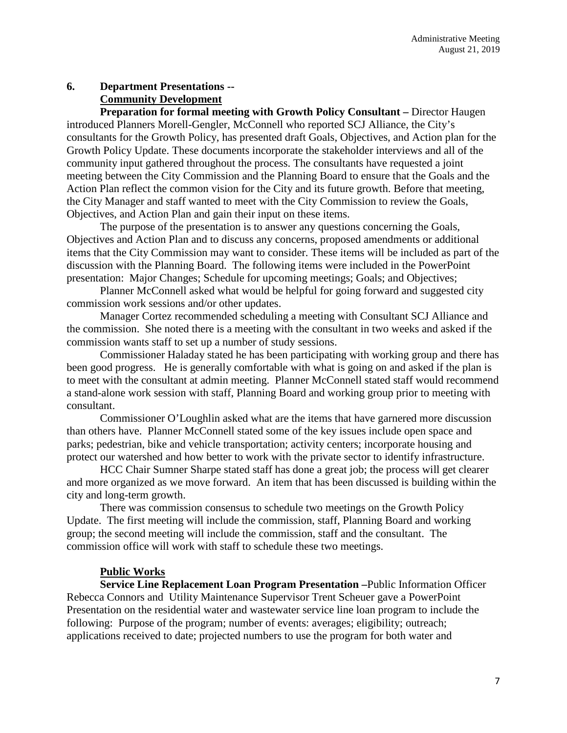## 6. Department Presentations --

### Community Development

**Preparation for formal meeting with Growth Policy Consultant –** Director Haugen introduced Planners Morell-Gengler, McConnell who reported SCJ Alliance, the City's consultants for the Growth Policy, has presented draft Goals, Objectives, and Action plan for the Growth Policy Update. These documents incorporate the stakeholder interviews and all of the community input gathered throughout the process. The consultants have requested a joint meeting between the City Commission and the Planning Board to ensure that the Goals and the Action Plan reflect the common vision for the City and its future growth. Before that meeting, the City Manager and staff wanted to meet with the City Commission to review the Goals, Objectives, and Action Plan and gain their input on these items.

The purpose of the presentation is to answer any questions concerning the Goals, Objectives and Action Plan and to discuss any concerns, proposed amendments or additional items that the City Commission may want to consider. These items will be included as part of the discussion with the Planning Board. The following items were included in the PowerPoint presentation: Major Changes; Schedule for upcoming meetings; Goals; and Objectives;

Planner McConnell asked what would be helpful for going forward and suggested city commission work sessions and/or other updates.

Manager Cortez recommended scheduling a meeting with Consultant SCJ Alliance and the commission. She noted there is a meeting with the consultant in two weeks and asked if the commission wants staff to set up a number of study sessions.

Commissioner Haladay stated he has been participating with working group and there has been good progress. He is generally comfortable with what is going on and asked if the plan is to meet with the consultant at admin meeting. Planner McConnell stated staff would recommend a stand-alone work session with staff, Planning Board and working group prior to meeting with consultant.

Commissioner O'Loughlin asked what are the items that have garnered more discussion than others have. Planner McConnell stated some of the key issues include open space and parks; pedestrian, bike and vehicle transportation; activity centers; incorporate housing and protect our watershed and how better to work with the private sector to identify infrastructure.

HCC Chair Sumner Sharpe stated staff has done a great job; the process will get clearer and more organized as we move forward. An item that has been discussed is building within the city and long-term growth.

There was commission consensus to schedule two meetings on the Growth Policy Update. The first meeting will include the commission, staff, Planning Board and working group; the second meeting will include the commission, staff and the consultant. The commission office will work with staff to schedule these two meetings.

### Public Works

**Service Line Replacement Loan Program Presentation –**Public Information Officer Rebecca Connors and Utility Maintenance Supervisor Trent Scheuer gave a PowerPoint Presentation on the residential water and wastewater service line loan program to include the following: Purpose of the program; number of events: averages; eligibility; outreach; applications received to date; projected numbers to use the program for both water and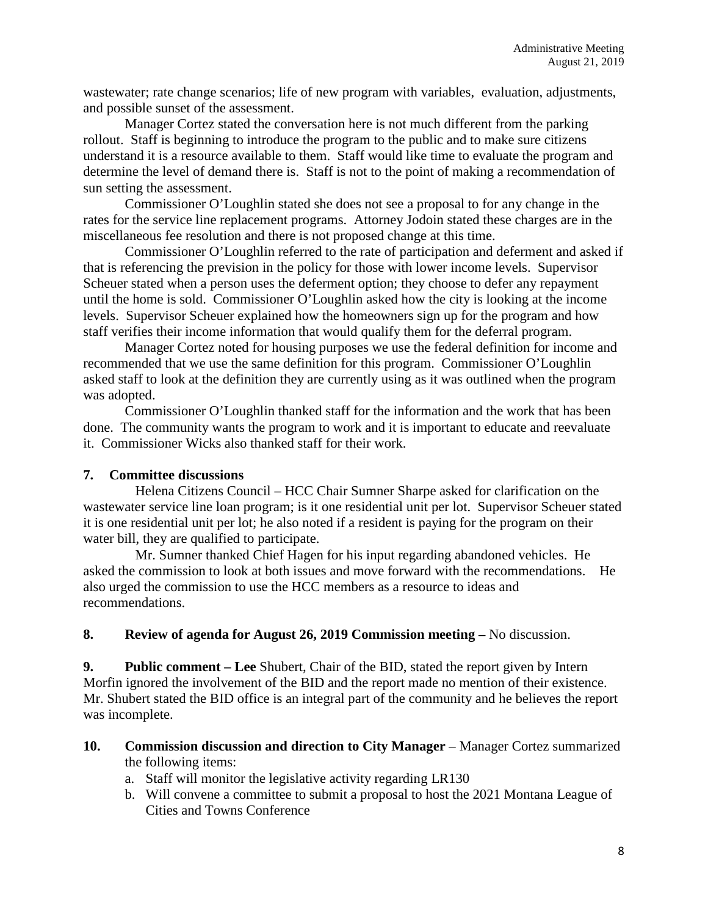wastewater; rate change scenarios; life of new program with variables, evaluation, adjustments, and possible sunset of the assessment.

Manager Cortez stated the conversation here is not much different from the parking rollout. Staff is beginning to introduce the program to the public and to make sure citizens understand it is a resource available to them. Staff would like time to evaluate the program and determine the level of demand there is. Staff is not to the point of making a recommendation of sun setting the assessment.

Commissioner O'Loughlin stated she does not see a proposal to for any change in the rates for the service line replacement programs. Attorney Jodoin stated these charges are in the miscellaneous fee resolution and there is not proposed change at this time.

Commissioner O'Loughlin referred to the rate of participation and deferment and asked if that is referencing the prevision in the policy for those with lower income levels. Supervisor Scheuer stated when a person uses the deferment option; they choose to defer any repayment until the home is sold. Commissioner O'Loughlin asked how the city is looking at the income levels. Supervisor Scheuer explained how the homeowners sign up for the program and how staff verifies their income information that would qualify them for the deferral program.

Manager Cortez noted for housing purposes we use the federal definition for income and recommended that we use the same definition for this program. Commissioner O'Loughlin asked staff to look at the definition they are currently using as it was outlined when the program was adopted.

Commissioner O'Loughlin thanked staff for the information and the work that has been done. The community wants the program to work and it is important to educate and reevaluate it. Commissioner Wicks also thanked staff for their work.

**7. Committee discussions**

Helena Citizens Council – HCC Chair Sumner Sharpe asked for clarification on the wastewater service line loan program; is it one residential unit per lot. Supervisor Scheuer stated it is one residential unit per lot; he also noted if a resident is paying for the program on their water bill, they are qualified to participate.

Mr. Sumner thanked Chief Hagen for his input regarding abandoned vehicles. He asked the commission to look at both issues and move forward with the recommendations. He also urged the commission to use the HCC members as a resource to ideas and recommendations.

**8. Review of agenda for August 26, 2019 Commission meeting –** No discussion.

**9. Public comment – Lee** Shubert, Chair of the BID, stated the report given by Intern Morfin ignored the involvement of the BID and the report made no mention of their existence. Mr. Shubert stated the BID office is an integral part of the community and he believes the report was incomplete.

**10. Commission discussion and direction to City Manager** – Manager Cortez summarized the following items:

a. Staff will monitor the legislative activity regarding LR130
b. Will convene a committee to submit a proposal to host the 2021 Montana League of Cities and Towns Conference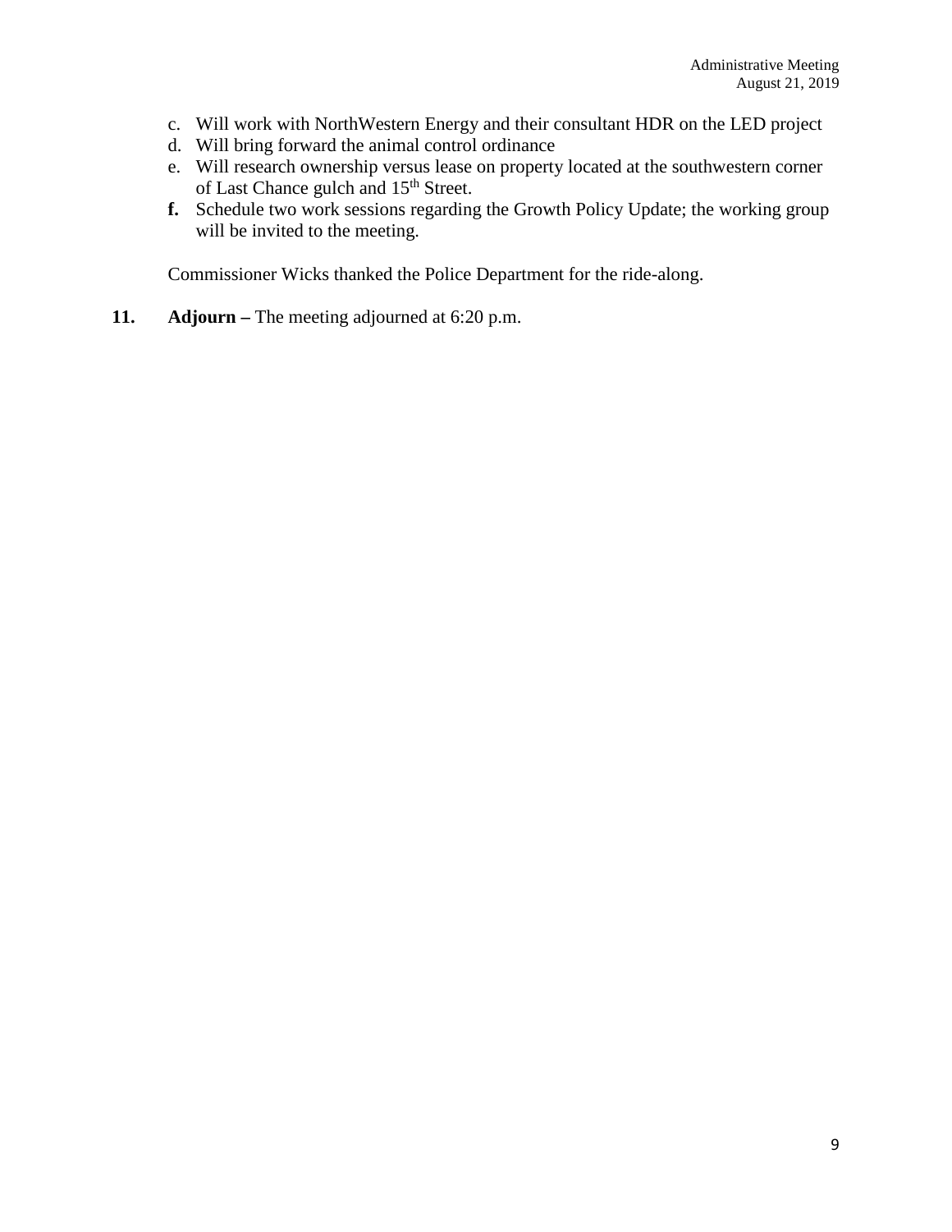c. Will work with NorthWestern Energy and their consultant HDR on the LED project
d. Will bring forward the animal control ordinance
e. Will research ownership versus lease on property located at the southwestern corner of Last Chance gulch and 15th Street.
**f.** Schedule two work sessions regarding the Growth Policy Update; the working group will be invited to the meeting.

Commissioner Wicks thanked the Police Department for the ride-along.

**11. Adjourn –** The meeting adjourned at 6:20 p.m.